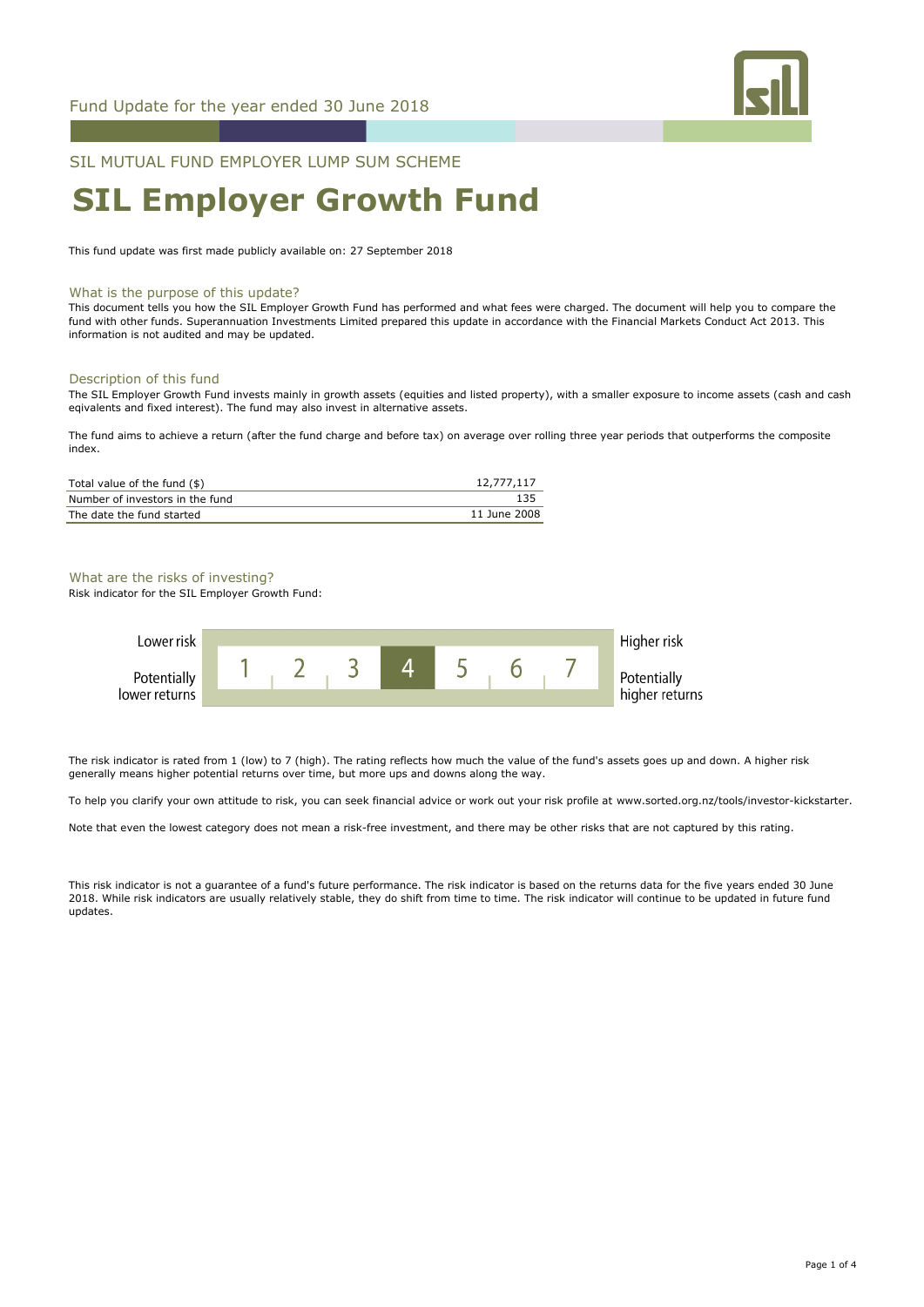Fund Update for the year ended 30 June 2018

SIL MUTUAL FUND EMPLOYER LUMP SUM SCHEME

# SIL Employer Growth Fund

This fund update was first made publicly available on: 27 September 2018

## What is the purpose of this update?

This document tells you how the SIL Employer Growth Fund has performed and what fees were charged. The document will help you to compare the fund with other funds. Superannuation Investments Limited prepared this update in accordance with the Financial Markets Conduct Act 2013. This information is not audited and may be updated.

## Description of this fund

The SIL Employer Growth Fund invests mainly in growth assets (equities and listed property), with a smaller exposure to income assets (cash and cash eqivalents and fixed interest). The fund may also invest in alternative assets.

The fund aims to achieve a return (after the fund charge and before tax) on average over rolling three year periods that outperforms the composite index.

| | |
|---|---|
| Total value of the fund ($) | 12,777,117 |
| Number of investors in the fund | 135 |
| The date the fund started | 11 June 2008 |

## What are the risks of investing?

Risk indicator for the SIL Employer Growth Fund:

| Lower risk / Potentially lower returns | 1 | 2 | 3 | **4** | 5 | 6 | 7 | Higher risk / Potentially higher returns |
|---|---|---|---|---|---|---|---|---|

The risk indicator is rated from 1 (low) to 7 (high). The rating reflects how much the value of the fund's assets goes up and down. A higher risk generally means higher potential returns over time, but more ups and downs along the way.

To help you clarify your own attitude to risk, you can seek financial advice or work out your risk profile at www.sorted.org.nz/tools/investor-kickstarter.

Note that even the lowest category does not mean a risk-free investment, and there may be other risks that are not captured by this rating.

This risk indicator is not a guarantee of a fund's future performance. The risk indicator is based on the returns data for the five years ended 30 June 2018. While risk indicators are usually relatively stable, they do shift from time to time. The risk indicator will continue to be updated in future fund updates.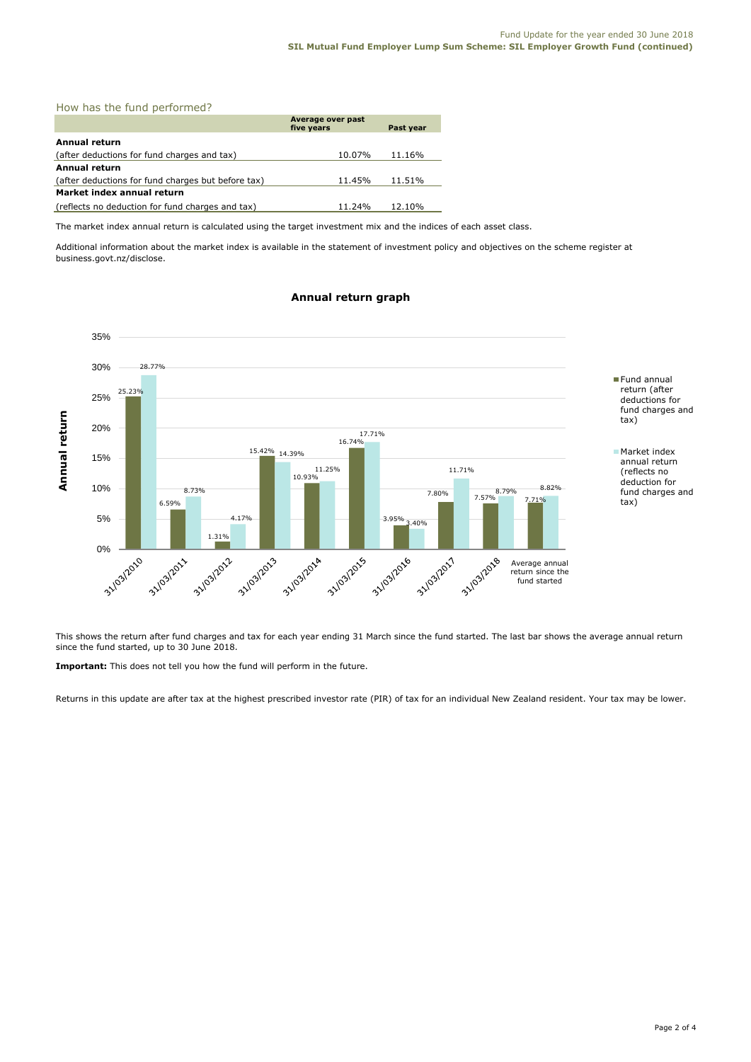## How has the fund performed?

| | Average over past five years | Past year |
|---|---|---|
| **Annual return** (after deductions for fund charges and tax) | 10.07% | 11.16% |
| **Annual return** (after deductions for fund charges but before tax) | 11.45% | 11.51% |
| **Market index annual return** (reflects no deduction for fund charges and tax) | 11.24% | 12.10% |

The market index annual return is calculated using the target investment mix and the indices of each asset class.

Additional information about the market index is available in the statement of investment policy and objectives on the scheme register at business.govt.nz/disclose.

### Annual return graph

| Year | Fund annual return (after deductions for fund charges and tax) | Market index annual return (reflects no deduction for fund charges and tax) |
|---|---|---|
| 31/03/2010 | 25.23% | 28.77% |
| 31/03/2011 | 6.59% | 8.73% |
| 31/03/2012 | 1.31% | 4.17% |
| 31/03/2013 | 15.42% | 14.39% |
| 31/03/2014 | 10.93% | 11.25% |
| 31/03/2015 | 16.74% | 17.71% |
| 31/03/2016 | 3.95% | 3.40% |
| 31/03/2017 | 7.80% | 11.71% |
| 31/03/2018 | 7.57% | 8.79% |
| Average annual return since the fund started | 7.71% | 8.82% |

This shows the return after fund charges and tax for each year ending 31 March since the fund started. The last bar shows the average annual return since the fund started, up to 30 June 2018.

**Important:** This does not tell you how the fund will perform in the future.

Returns in this update are after tax at the highest prescribed investor rate (PIR) of tax for an individual New Zealand resident. Your tax may be lower.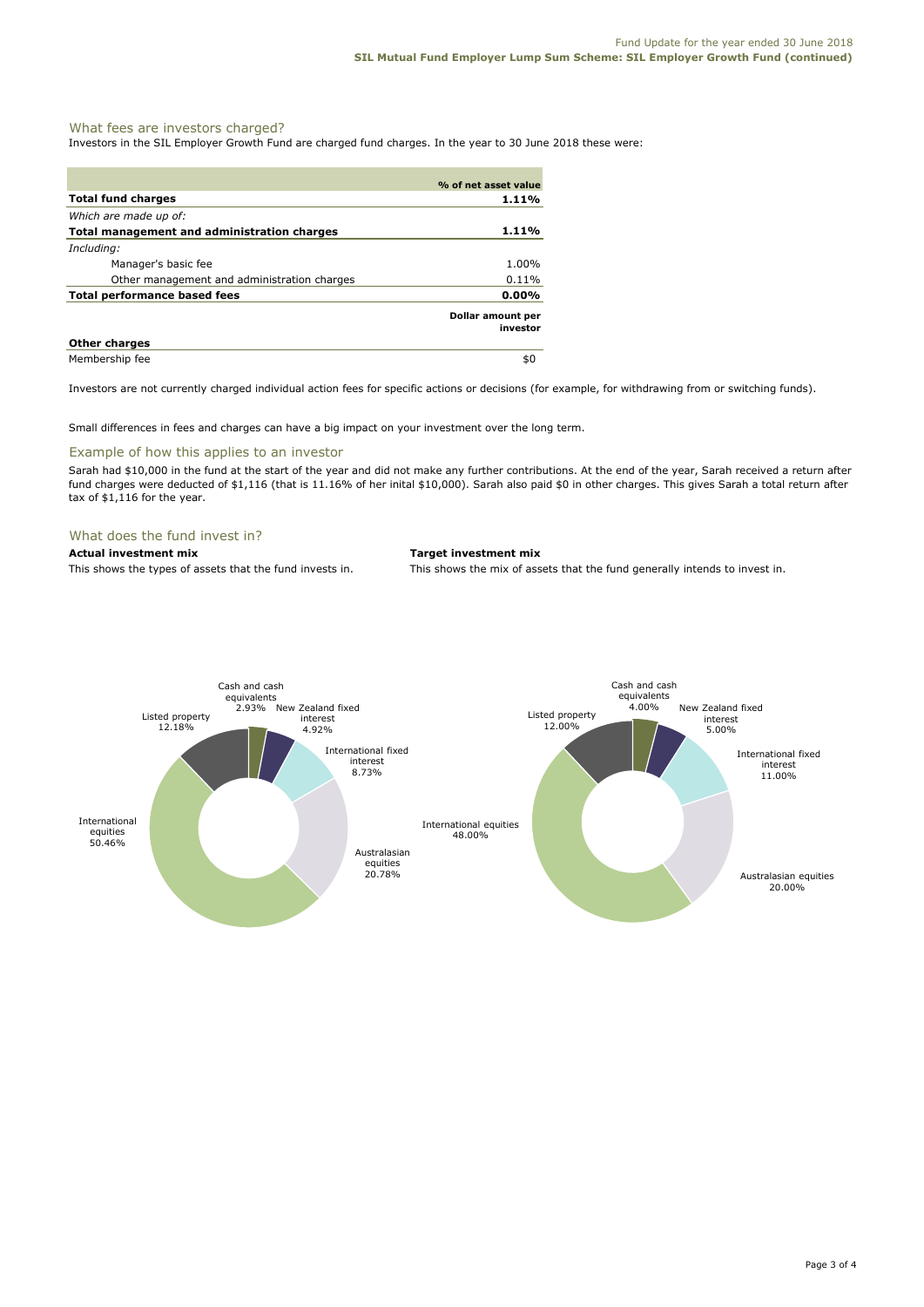## What fees are investors charged?

Investors in the SIL Employer Growth Fund are charged fund charges. In the year to 30 June 2018 these were:

| | % of net asset value |
|---|---|
| **Total fund charges** | **1.11%** |
| *Which are made up of:* | |
| **Total management and administration charges** | **1.11%** |
| *Including:* | |
| Manager's basic fee | 1.00% |
| Other management and administration charges | 0.11% |
| **Total performance based fees** | **0.00%** |
| | **Dollar amount per investor** |
| **Other charges** | |
| Membership fee | $0 |

Investors are not currently charged individual action fees for specific actions or decisions (for example, for withdrawing from or switching funds).

Small differences in fees and charges can have a big impact on your investment over the long term.

## Example of how this applies to an investor

Sarah had $10,000 in the fund at the start of the year and did not make any further contributions. At the end of the year, Sarah received a return after fund charges were deducted of $1,116 (that is 11.16% of her inital $10,000). Sarah also paid $0 in other charges. This gives Sarah a total return after tax of $1,116 for the year.

## What does the fund invest in?

**Actual investment mix**

This shows the types of assets that the fund invests in.

| Asset | % |
|---|---|
| Cash and cash equivalents | 2.93% |
| New Zealand fixed interest | 4.92% |
| International fixed interest | 8.73% |
| Australasian equities | 20.78% |
| International equities | 50.46% |
| Listed property | 12.18% |

**Target investment mix**

This shows the mix of assets that the fund generally intends to invest in.

| Asset | % |
|---|---|
| Cash and cash equivalents | 4.00% |
| New Zealand fixed interest | 5.00% |
| International fixed interest | 11.00% |
| Australasian equities | 20.00% |
| International equities | 48.00% |
| Listed property | 12.00% |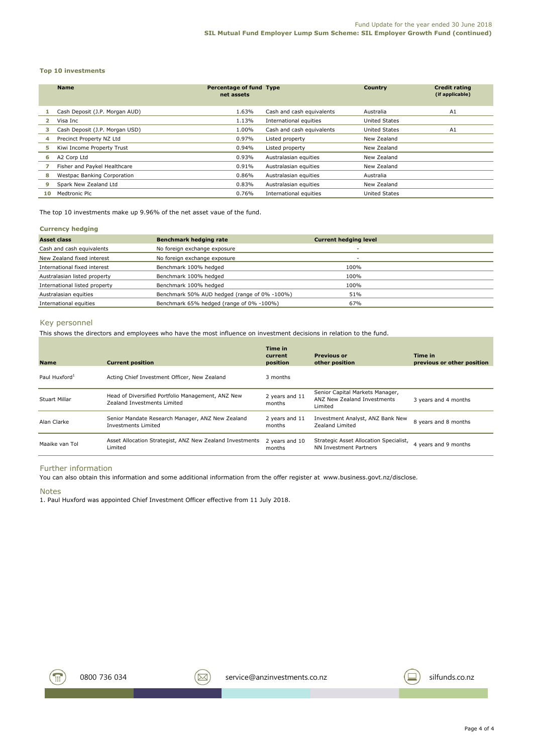### Top 10 investments

| | Name | Percentage of fund net assets | Type | Country | Credit rating (if applicable) |
|---|---|---|---|---|---|
| 1 | Cash Deposit (J.P. Morgan AUD) | 1.63% | Cash and cash equivalents | Australia | A1 |
| 2 | Visa Inc | 1.13% | International equities | United States | |
| 3 | Cash Deposit (J.P. Morgan USD) | 1.00% | Cash and cash equivalents | United States | A1 |
| 4 | Precinct Property NZ Ltd | 0.97% | Listed property | New Zealand | |
| 5 | Kiwi Income Property Trust | 0.94% | Listed property | New Zealand | |
| 6 | A2 Corp Ltd | 0.93% | Australasian equities | New Zealand | |
| 7 | Fisher and Paykel Healthcare | 0.91% | Australasian equities | New Zealand | |
| 8 | Westpac Banking Corporation | 0.86% | Australasian equities | Australia | |
| 9 | Spark New Zealand Ltd | 0.83% | Australasian equities | New Zealand | |
| 10 | Medtronic Plc | 0.76% | International equities | United States | |

The top 10 investments make up 9.96% of the net asset vaue of the fund.

### Currency hedging

| Asset class | Benchmark hedging rate | Current hedging level |
|---|---|---|
| Cash and cash equivalents | No foreign exchange exposure | - |
| New Zealand fixed interest | No foreign exchange exposure | - |
| International fixed interest | Benchmark 100% hedged | 100% |
| Australasian listed property | Benchmark 100% hedged | 100% |
| International listed property | Benchmark 100% hedged | 100% |
| Australasian equities | Benchmark 50% AUD hedged (range of 0% -100%) | 51% |
| International equities | Benchmark 65% hedged (range of 0% -100%) | 67% |

## Key personnel

This shows the directors and employees who have the most influence on investment decisions in relation to the fund.

| Name | Current position | Time in current position | Previous or other position | Time in previous or other position |
|---|---|---|---|---|
| Paul Huxford[1] | Acting Chief Investment Officer, New Zealand | 3 months | | |
| Stuart Millar | Head of Diversified Portfolio Management, ANZ New Zealand Investments Limited | 2 years and 11 months | Senior Capital Markets Manager, ANZ New Zealand Investments Limited | 3 years and 4 months |
| Alan Clarke | Senior Mandate Research Manager, ANZ New Zealand Investments Limited | 2 years and 11 months | Investment Analyst, ANZ Bank New Zealand Limited | 8 years and 8 months |
| Maaike van Tol | Asset Allocation Strategist, ANZ New Zealand Investments Limited | 2 years and 10 months | Strategic Asset Allocation Specialist, NN Investment Partners | 4 years and 9 months |

## Further information

You can also obtain this information and some additional information from the offer register at www.business.govt.nz/disclose.

## Notes

1. Paul Huxford was appointed Chief Investment Officer effective from 11 July 2018.

0800 736 034

service@anzinvestments.co.nz

silfunds.co.nz